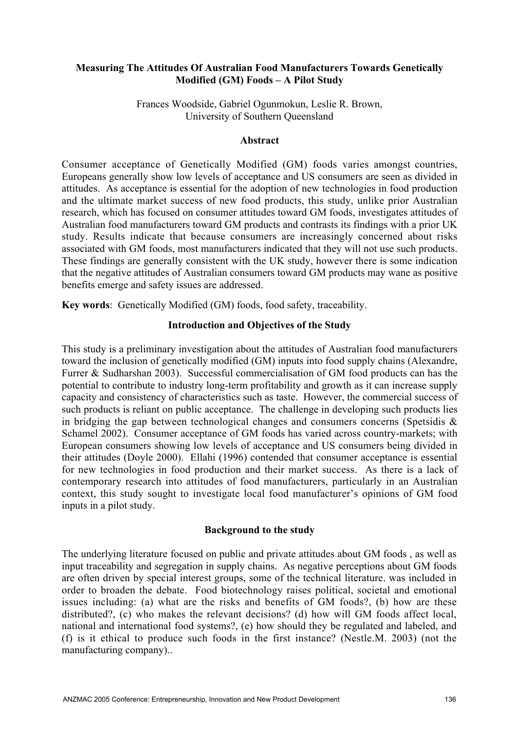# Measuring The Attitudes Of Australian Food Manufacturers Towards Genetically Modified (GM) Foods – A Pilot Study

Frances Woodside, Gabriel Ogunmokun, Leslie R. Brown,
University of Southern Queensland

## Abstract

Consumer acceptance of Genetically Modified (GM) foods varies amongst countries, Europeans generally show low levels of acceptance and US consumers are seen as divided in attitudes. As acceptance is essential for the adoption of new technologies in food production and the ultimate market success of new food products, this study, unlike prior Australian research, which has focused on consumer attitudes toward GM foods, investigates attitudes of Australian food manufacturers toward GM products and contrasts its findings with a prior UK study. Results indicate that because consumers are increasingly concerned about risks associated with GM foods, most manufacturers indicated that they will not use such products. These findings are generally consistent with the UK study, however there is some indication that the negative attitudes of Australian consumers toward GM products may wane as positive benefits emerge and safety issues are addressed.

**Key words**: Genetically Modified (GM) foods, food safety, traceability.

## Introduction and Objectives of the Study

This study is a preliminary investigation about the attitudes of Australian food manufacturers toward the inclusion of genetically modified (GM) inputs into food supply chains (Alexandre, Furrer & Sudharshan 2003). Successful commercialisation of GM food products can has the potential to contribute to industry long-term profitability and growth as it can increase supply capacity and consistency of characteristics such as taste. However, the commercial success of such products is reliant on public acceptance. The challenge in developing such products lies in bridging the gap between technological changes and consumers concerns (Spetsidis & Schamel 2002). Consumer acceptance of GM foods has varied across country-markets; with European consumers showing low levels of acceptance and US consumers being divided in their attitudes (Doyle 2000). Ellahi (1996) contended that consumer acceptance is essential for new technologies in food production and their market success. As there is a lack of contemporary research into attitudes of food manufacturers, particularly in an Australian context, this study sought to investigate local food manufacturer's opinions of GM food inputs in a pilot study.

## Background to the study

The underlying literature focused on public and private attitudes about GM foods , as well as input traceability and segregation in supply chains. As negative perceptions about GM foods are often driven by special interest groups, some of the technical literature. was included in order to broaden the debate. Food biotechnology raises political, societal and emotional issues including: (a) what are the risks and benefits of GM foods?, (b) how are these distributed?, (c) who makes the relevant decisions? (d) how will GM foods affect local, national and international food systems?, (e) how should they be regulated and labeled, and (f) is it ethical to produce such foods in the first instance? (Nestle.M. 2003) (not the manufacturing company)..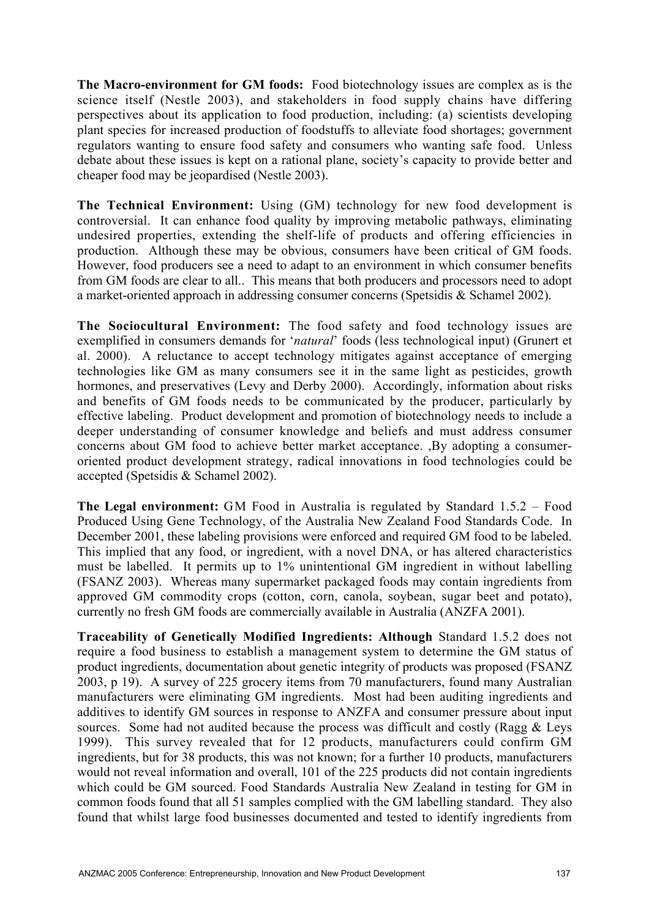**The Macro-environment for GM foods:** Food biotechnology issues are complex as is the science itself (Nestle 2003), and stakeholders in food supply chains have differing perspectives about its application to food production, including: (a) scientists developing plant species for increased production of foodstuffs to alleviate food shortages; government regulators wanting to ensure food safety and consumers who wanting safe food. Unless debate about these issues is kept on a rational plane, society's capacity to provide better and cheaper food may be jeopardised (Nestle 2003).

**The Technical Environment:** Using (GM) technology for new food development is controversial. It can enhance food quality by improving metabolic pathways, eliminating undesired properties, extending the shelf-life of products and offering efficiencies in production. Although these may be obvious, consumers have been critical of GM foods. However, food producers see a need to adapt to an environment in which consumer benefits from GM foods are clear to all.. This means that both producers and processors need to adopt a market-oriented approach in addressing consumer concerns (Spetsidis & Schamel 2002).

**The Sociocultural Environment:** The food safety and food technology issues are exemplified in consumers demands for '*natural*' foods (less technological input) (Grunert et al. 2000). A reluctance to accept technology mitigates against acceptance of emerging technologies like GM as many consumers see it in the same light as pesticides, growth hormones, and preservatives (Levy and Derby 2000). Accordingly, information about risks and benefits of GM foods needs to be communicated by the producer, particularly by effective labeling. Product development and promotion of biotechnology needs to include a deeper understanding of consumer knowledge and beliefs and must address consumer concerns about GM food to achieve better market acceptance. ,By adopting a consumer-oriented product development strategy, radical innovations in food technologies could be accepted (Spetsidis & Schamel 2002).

**The Legal environment:** GM Food in Australia is regulated by Standard 1.5.2 – Food Produced Using Gene Technology, of the Australia New Zealand Food Standards Code. In December 2001, these labeling provisions were enforced and required GM food to be labeled. This implied that any food, or ingredient, with a novel DNA, or has altered characteristics must be labelled. It permits up to 1% unintentional GM ingredient in without labelling (FSANZ 2003). Whereas many supermarket packaged foods may contain ingredients from approved GM commodity crops (cotton, corn, canola, soybean, sugar beet and potato), currently no fresh GM foods are commercially available in Australia (ANZFA 2001).

**Traceability of Genetically Modified Ingredients: Although** Standard 1.5.2 does not require a food business to establish a management system to determine the GM status of product ingredients, documentation about genetic integrity of products was proposed (FSANZ 2003, p 19). A survey of 225 grocery items from 70 manufacturers, found many Australian manufacturers were eliminating GM ingredients. Most had been auditing ingredients and additives to identify GM sources in response to ANZFA and consumer pressure about input sources. Some had not audited because the process was difficult and costly (Ragg & Leys 1999). This survey revealed that for 12 products, manufacturers could confirm GM ingredients, but for 38 products, this was not known; for a further 10 products, manufacturers would not reveal information and overall, 101 of the 225 products did not contain ingredients which could be GM sourced. Food Standards Australia New Zealand in testing for GM in common foods found that all 51 samples complied with the GM labelling standard. They also found that whilst large food businesses documented and tested to identify ingredients from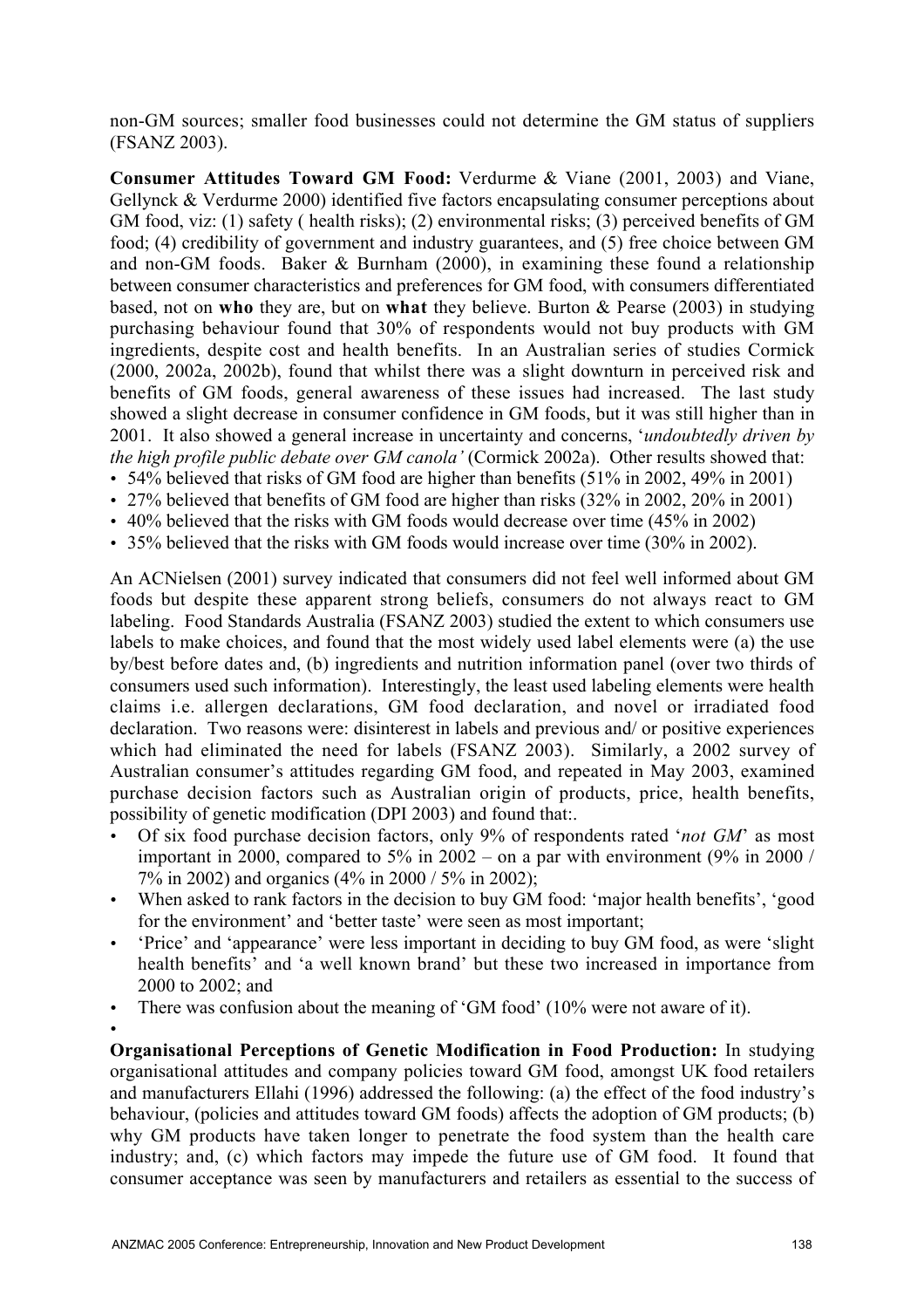non-GM sources; smaller food businesses could not determine the GM status of suppliers (FSANZ 2003).

**Consumer Attitudes Toward GM Food:** Verdurme & Viane (2001, 2003) and Viane, Gellynck & Verdurme 2000) identified five factors encapsulating consumer perceptions about GM food, viz: (1) safety ( health risks); (2) environmental risks; (3) perceived benefits of GM food; (4) credibility of government and industry guarantees, and (5) free choice between GM and non-GM foods. Baker & Burnham (2000), in examining these found a relationship between consumer characteristics and preferences for GM food, with consumers differentiated based, not on **who** they are, but on **what** they believe. Burton & Pearse (2003) in studying purchasing behaviour found that 30% of respondents would not buy products with GM ingredients, despite cost and health benefits. In an Australian series of studies Cormick (2000, 2002a, 2002b), found that whilst there was a slight downturn in perceived risk and benefits of GM foods, general awareness of these issues had increased. The last study showed a slight decrease in consumer confidence in GM foods, but it was still higher than in 2001. It also showed a general increase in uncertainty and concerns, '*undoubtedly driven by the high profile public debate over GM canola'* (Cormick 2002a). Other results showed that:

- 54% believed that risks of GM food are higher than benefits (51% in 2002, 49% in 2001)
- 27% believed that benefits of GM food are higher than risks (32% in 2002, 20% in 2001)
- 40% believed that the risks with GM foods would decrease over time (45% in 2002)
- 35% believed that the risks with GM foods would increase over time (30% in 2002).

An ACNielsen (2001) survey indicated that consumers did not feel well informed about GM foods but despite these apparent strong beliefs, consumers do not always react to GM labeling. Food Standards Australia (FSANZ 2003) studied the extent to which consumers use labels to make choices, and found that the most widely used label elements were (a) the use by/best before dates and, (b) ingredients and nutrition information panel (over two thirds of consumers used such information). Interestingly, the least used labeling elements were health claims i.e. allergen declarations, GM food declaration, and novel or irradiated food declaration. Two reasons were: disinterest in labels and previous and/ or positive experiences which had eliminated the need for labels (FSANZ 2003). Similarly, a 2002 survey of Australian consumer's attitudes regarding GM food, and repeated in May 2003, examined purchase decision factors such as Australian origin of products, price, health benefits, possibility of genetic modification (DPI 2003) and found that:.

- Of six food purchase decision factors, only 9% of respondents rated '*not GM*' as most important in 2000, compared to 5% in 2002 – on a par with environment (9% in 2000 / 7% in 2002) and organics (4% in 2000 / 5% in 2002);
- When asked to rank factors in the decision to buy GM food: 'major health benefits', 'good for the environment' and 'better taste' were seen as most important;
- 'Price' and 'appearance' were less important in deciding to buy GM food, as were 'slight health benefits' and 'a well known brand' but these two increased in importance from 2000 to 2002; and
- There was confusion about the meaning of 'GM food' (10% were not aware of it).

**Organisational Perceptions of Genetic Modification in Food Production:** In studying organisational attitudes and company policies toward GM food, amongst UK food retailers and manufacturers Ellahi (1996) addressed the following: (a) the effect of the food industry's behaviour, (policies and attitudes toward GM foods) affects the adoption of GM products; (b) why GM products have taken longer to penetrate the food system than the health care industry; and, (c) which factors may impede the future use of GM food. It found that consumer acceptance was seen by manufacturers and retailers as essential to the success of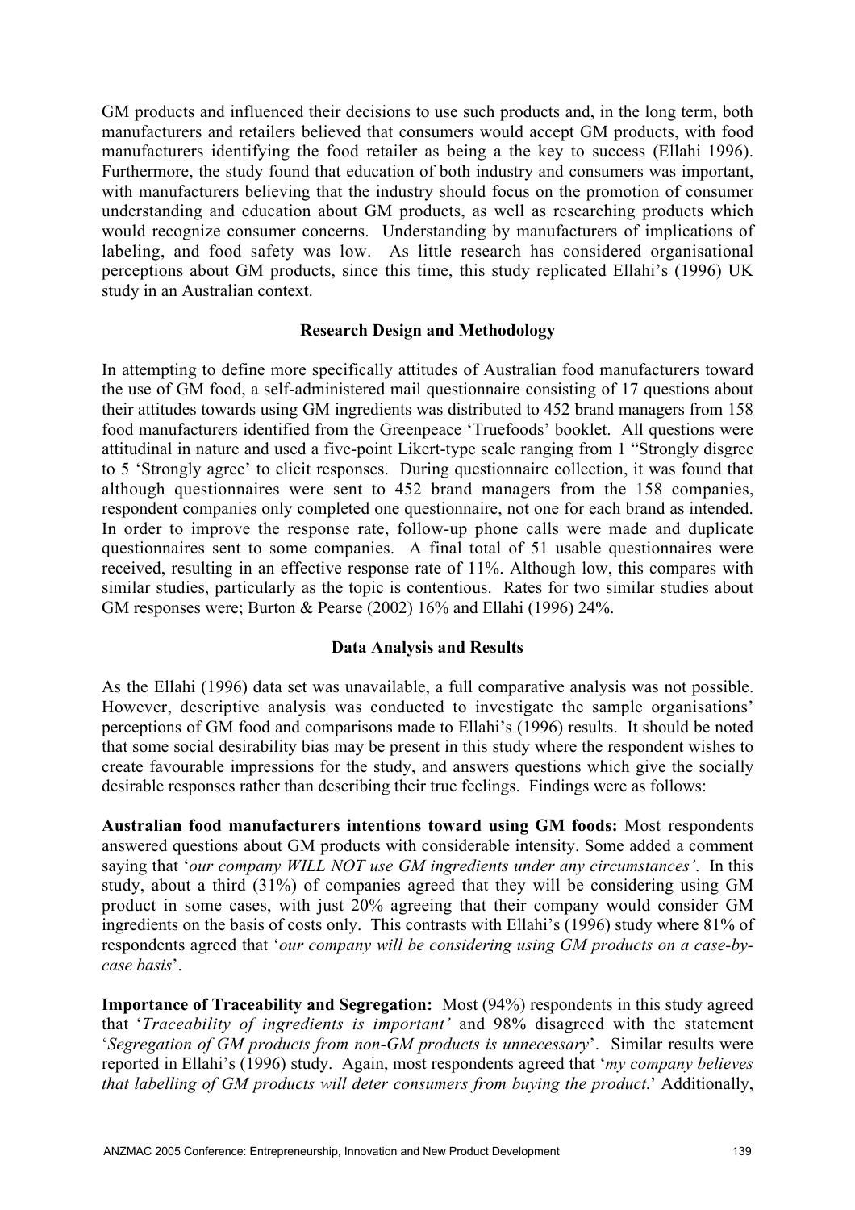GM products and influenced their decisions to use such products and, in the long term, both manufacturers and retailers believed that consumers would accept GM products, with food manufacturers identifying the food retailer as being a the key to success (Ellahi 1996). Furthermore, the study found that education of both industry and consumers was important, with manufacturers believing that the industry should focus on the promotion of consumer understanding and education about GM products, as well as researching products which would recognize consumer concerns. Understanding by manufacturers of implications of labeling, and food safety was low. As little research has considered organisational perceptions about GM products, since this time, this study replicated Ellahi's (1996) UK study in an Australian context.

## Research Design and Methodology

In attempting to define more specifically attitudes of Australian food manufacturers toward the use of GM food, a self-administered mail questionnaire consisting of 17 questions about their attitudes towards using GM ingredients was distributed to 452 brand managers from 158 food manufacturers identified from the Greenpeace 'Truefoods' booklet. All questions were attitudinal in nature and used a five-point Likert-type scale ranging from 1 "Strongly disgree to 5 'Strongly agree' to elicit responses. During questionnaire collection, it was found that although questionnaires were sent to 452 brand managers from the 158 companies, respondent companies only completed one questionnaire, not one for each brand as intended. In order to improve the response rate, follow-up phone calls were made and duplicate questionnaires sent to some companies. A final total of 51 usable questionnaires were received, resulting in an effective response rate of 11%. Although low, this compares with similar studies, particularly as the topic is contentious. Rates for two similar studies about GM responses were; Burton & Pearse (2002) 16% and Ellahi (1996) 24%.

## Data Analysis and Results

As the Ellahi (1996) data set was unavailable, a full comparative analysis was not possible. However, descriptive analysis was conducted to investigate the sample organisations' perceptions of GM food and comparisons made to Ellahi's (1996) results. It should be noted that some social desirability bias may be present in this study where the respondent wishes to create favourable impressions for the study, and answers questions which give the socially desirable responses rather than describing their true feelings. Findings were as follows:

**Australian food manufacturers intentions toward using GM foods:** Most respondents answered questions about GM products with considerable intensity. Some added a comment saying that '*our company WILL NOT use GM ingredients under any circumstances'*. In this study, about a third (31%) of companies agreed that they will be considering using GM product in some cases, with just 20% agreeing that their company would consider GM ingredients on the basis of costs only. This contrasts with Ellahi's (1996) study where 81% of respondents agreed that '*our company will be considering using GM products on a case-by-case basis*'.

**Importance of Traceability and Segregation:** Most (94%) respondents in this study agreed that '*Traceability of ingredients is important'* and 98% disagreed with the statement '*Segregation of GM products from non-GM products is unnecessary*'. Similar results were reported in Ellahi's (1996) study. Again, most respondents agreed that '*my company believes that labelling of GM products will deter consumers from buying the product*.' Additionally,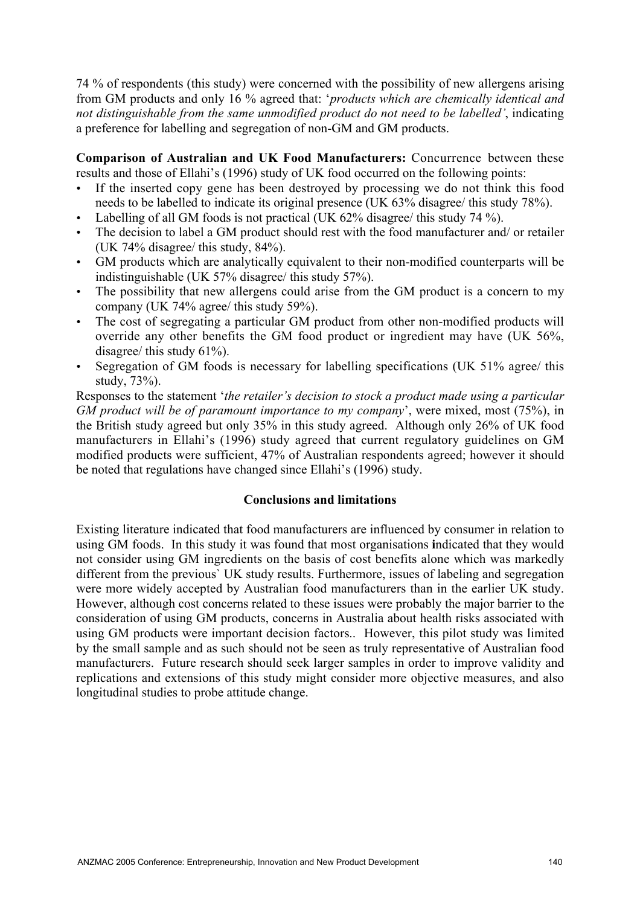74 % of respondents (this study) were concerned with the possibility of new allergens arising from GM products and only 16 % agreed that: '*products which are chemically identical and not distinguishable from the same unmodified product do not need to be labelled'*, indicating a preference for labelling and segregation of non-GM and GM products.

**Comparison of Australian and UK Food Manufacturers:** Concurrence between these results and those of Ellahi's (1996) study of UK food occurred on the following points:

- If the inserted copy gene has been destroyed by processing we do not think this food needs to be labelled to indicate its original presence (UK 63% disagree/ this study 78%).
- Labelling of all GM foods is not practical (UK 62% disagree/ this study 74 %).
- The decision to label a GM product should rest with the food manufacturer and/ or retailer (UK 74% disagree/ this study, 84%).
- GM products which are analytically equivalent to their non-modified counterparts will be indistinguishable (UK 57% disagree/ this study 57%).
- The possibility that new allergens could arise from the GM product is a concern to my company (UK 74% agree/ this study 59%).
- The cost of segregating a particular GM product from other non-modified products will override any other benefits the GM food product or ingredient may have (UK 56%, disagree/ this study 61%).
- Segregation of GM foods is necessary for labelling specifications (UK 51% agree/ this study, 73%).

Responses to the statement '*the retailer's decision to stock a product made using a particular GM product will be of paramount importance to my company*', were mixed, most (75%), in the British study agreed but only 35% in this study agreed. Although only 26% of UK food manufacturers in Ellahi's (1996) study agreed that current regulatory guidelines on GM modified products were sufficient, 47% of Australian respondents agreed; however it should be noted that regulations have changed since Ellahi's (1996) study.

## Conclusions and limitations

Existing literature indicated that food manufacturers are influenced by consumer in relation to using GM foods. In this study it was found that most organisations **i**ndicated that they would not consider using GM ingredients on the basis of cost benefits alone which was markedly different from the previous` UK study results. Furthermore, issues of labeling and segregation were more widely accepted by Australian food manufacturers than in the earlier UK study. However, although cost concerns related to these issues were probably the major barrier to the consideration of using GM products, concerns in Australia about health risks associated with using GM products were important decision factors.. However, this pilot study was limited by the small sample and as such should not be seen as truly representative of Australian food manufacturers. Future research should seek larger samples in order to improve validity and replications and extensions of this study might consider more objective measures, and also longitudinal studies to probe attitude change.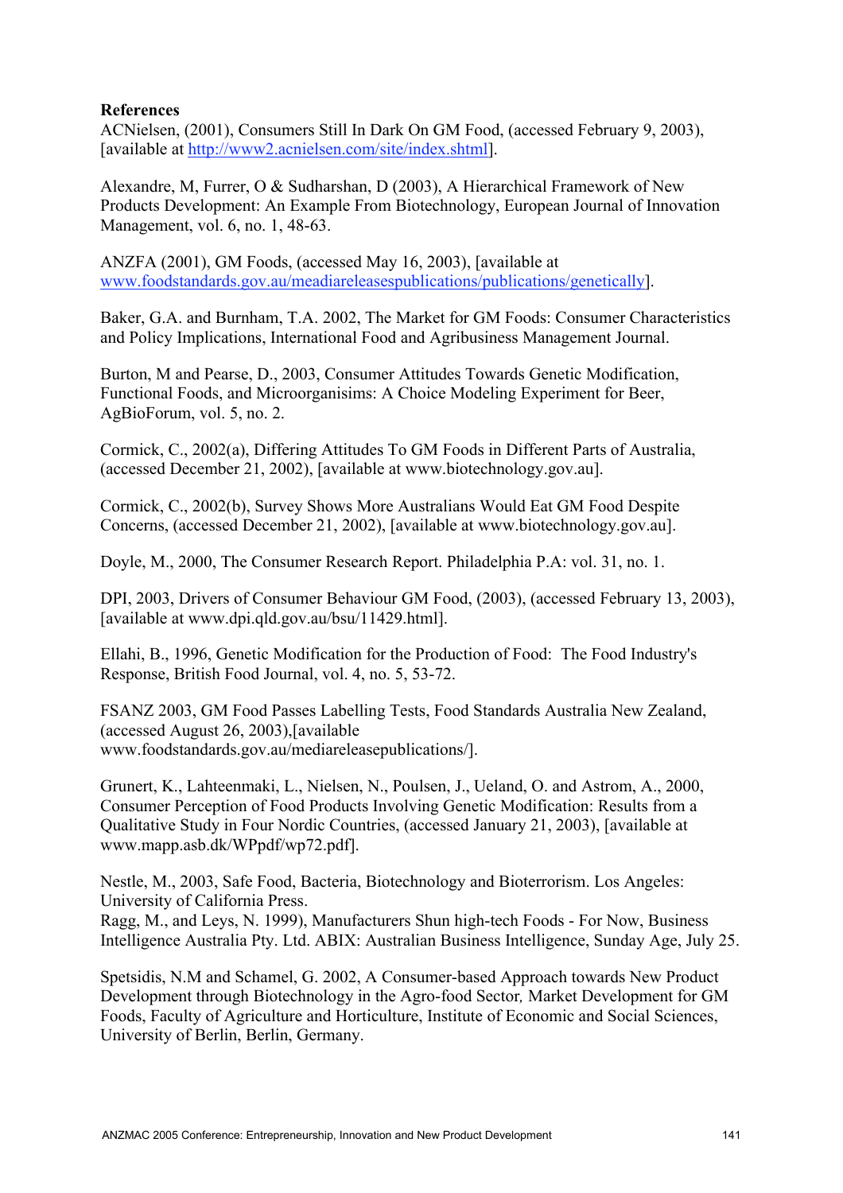**References**

ACNielsen, (2001), Consumers Still In Dark On GM Food, (accessed February 9, 2003), [available at http://www2.acnielsen.com/site/index.shtml].

Alexandre, M, Furrer, O & Sudharshan, D (2003), A Hierarchical Framework of New Products Development: An Example From Biotechnology, European Journal of Innovation Management, vol. 6, no. 1, 48-63.

ANZFA (2001), GM Foods, (accessed May 16, 2003), [available at www.foodstandards.gov.au/meadiareleasespublications/publications/genetically].

Baker, G.A. and Burnham, T.A. 2002, The Market for GM Foods: Consumer Characteristics and Policy Implications, International Food and Agribusiness Management Journal.

Burton, M and Pearse, D., 2003, Consumer Attitudes Towards Genetic Modification, Functional Foods, and Microorganisims: A Choice Modeling Experiment for Beer, AgBioForum, vol. 5, no. 2.

Cormick, C., 2002(a), Differing Attitudes To GM Foods in Different Parts of Australia, (accessed December 21, 2002), [available at www.biotechnology.gov.au].

Cormick, C., 2002(b), Survey Shows More Australians Would Eat GM Food Despite Concerns, (accessed December 21, 2002), [available at www.biotechnology.gov.au].

Doyle, M., 2000, The Consumer Research Report. Philadelphia P.A: vol. 31, no. 1.

DPI, 2003, Drivers of Consumer Behaviour GM Food, (2003), (accessed February 13, 2003), [available at www.dpi.qld.gov.au/bsu/11429.html].

Ellahi, B., 1996, Genetic Modification for the Production of Food: The Food Industry's Response, British Food Journal, vol. 4, no. 5, 53-72.

FSANZ 2003, GM Food Passes Labelling Tests, Food Standards Australia New Zealand, (accessed August 26, 2003),[available www.foodstandards.gov.au/mediareleasepublications/].

Grunert, K., Lahteenmaki, L., Nielsen, N., Poulsen, J., Ueland, O. and Astrom, A., 2000, Consumer Perception of Food Products Involving Genetic Modification: Results from a Qualitative Study in Four Nordic Countries, (accessed January 21, 2003), [available at www.mapp.asb.dk/WPpdf/wp72.pdf].

Nestle, M., 2003, Safe Food, Bacteria, Biotechnology and Bioterrorism. Los Angeles: University of California Press.

Ragg, M., and Leys, N. 1999), Manufacturers Shun high-tech Foods - For Now, Business Intelligence Australia Pty. Ltd. ABIX: Australian Business Intelligence, Sunday Age, July 25.

Spetsidis, N.M and Schamel, G. 2002, A Consumer-based Approach towards New Product Development through Biotechnology in the Agro-food Sector*,* Market Development for GM Foods, Faculty of Agriculture and Horticulture, Institute of Economic and Social Sciences, University of Berlin, Berlin, Germany.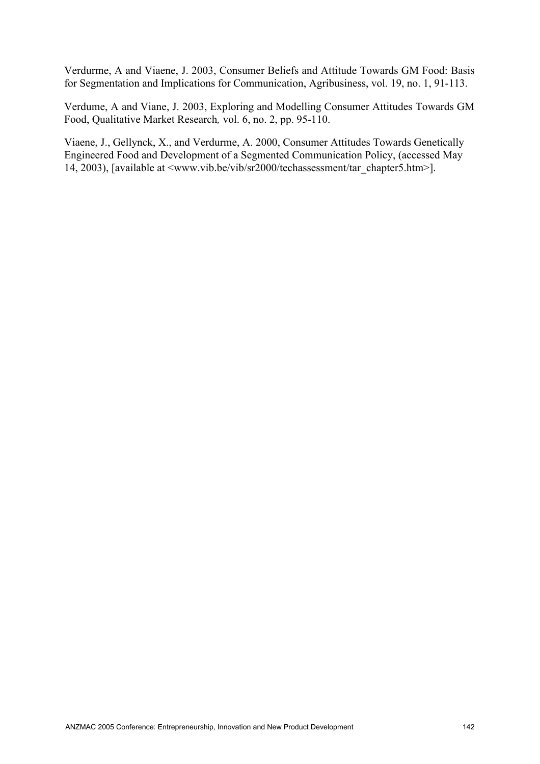Verdurme, A and Viaene, J. 2003, Consumer Beliefs and Attitude Towards GM Food: Basis for Segmentation and Implications for Communication, Agribusiness, vol. 19, no. 1, 91-113.

Verdume, A and Viane, J. 2003, Exploring and Modelling Consumer Attitudes Towards GM Food, Qualitative Market Research*,* vol. 6, no. 2, pp. 95-110.

Viaene, J., Gellynck, X., and Verdurme, A. 2000, Consumer Attitudes Towards Genetically Engineered Food and Development of a Segmented Communication Policy, (accessed May 14, 2003), [available at <www.vib.be/vib/sr2000/techassessment/tar_chapter5.htm>].